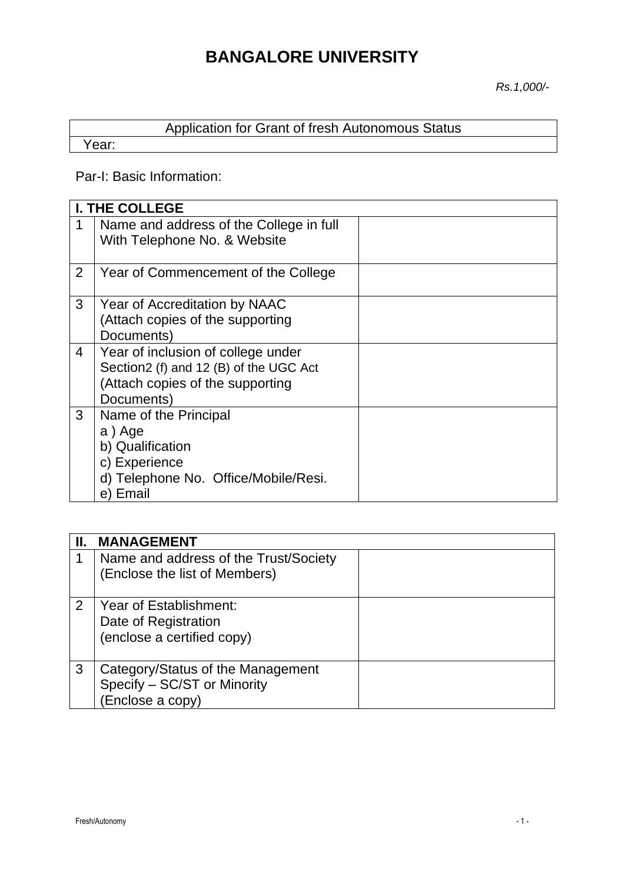# BANGALORE UNIVERSITY

*Rs.1,000/-*

| Application for Grant of fresh Autonomous Status |
|---|
| Year: |

Par-I: Basic Information:

| I. THE COLLEGE | | |
|---|---|---|
| 1 | Name and address of the College in full With Telephone No. & Website | |
| 2 | Year of Commencement of the College | |
| 3 | Year of Accreditation by NAAC (Attach copies of the supporting Documents) | |
| 4 | Year of inclusion of college under Section2 (f) and 12 (B) of the UGC Act (Attach copies of the supporting Documents) | |
| 3 | Name of the Principal<br>a ) Age<br>b) Qualification<br>c) Experience<br>d) Telephone No. Office/Mobile/Resi.<br>e) Email | |

| II. MANAGEMENT | | |
|---|---|---|
| 1 | Name and address of the Trust/Society (Enclose the list of Members) | |
| 2 | Year of Establishment:<br>Date of Registration<br>(enclose a certified copy) | |
| 3 | Category/Status of the Management Specify – SC/ST or Minority (Enclose a copy) | |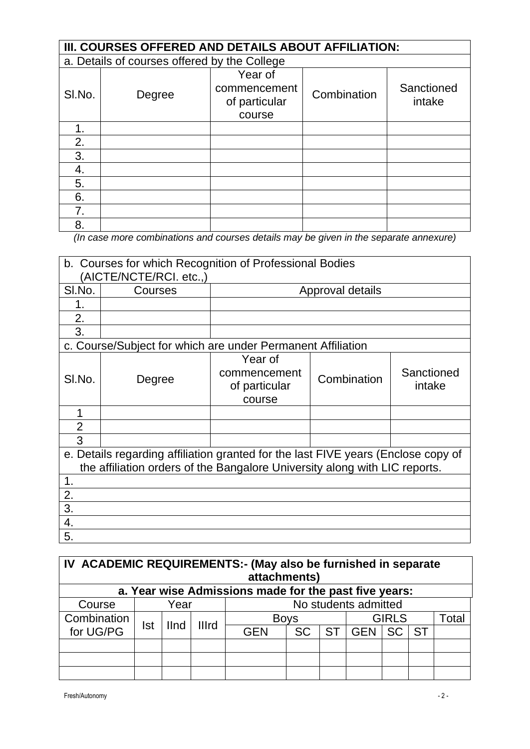## III. COURSES OFFERED AND DETAILS ABOUT AFFILIATION:

a. Details of courses offered by the College

| Sl.No. | Degree | Year of commencement of particular course | Combination | Sanctioned intake |
|---|---|---|---|---|
| 1. | | | | |
| 2. | | | | |
| 3. | | | | |
| 4. | | | | |
| 5. | | | | |
| 6. | | | | |
| 7. | | | | |
| 8. | | | | |

*(In case more combinations and courses details may be given in the separate annexure)*

b. Courses for which Recognition of Professional Bodies (AICTE/NCTE/RCI. etc.,)

| Sl.No. | Courses | Approval details |
|---|---|---|
| 1. | | |
| 2. | | |
| 3. | | |

c. Course/Subject for which are under Permanent Affiliation

| Sl.No. | Degree | Year of commencement of particular course | Combination | Sanctioned intake |
|---|---|---|---|---|
| 1 | | | | |
| 2 | | | | |
| 3 | | | | |

e. Details regarding affiliation granted for the last FIVE years (Enclose copy of the affiliation orders of the Bangalore University along with LIC reports.

1.
2.
3.
4.
5.

## IV ACADEMIC REQUIREMENTS:- (May also be furnished in separate attachments)

**a. Year wise Admissions made for the past five years:**

| Course Combination for UG/PG | Year | | | No students admitted | | | | | | |
|---|---|---|---|---|---|---|---|---|---|---|
| | Ist | IInd | IIIrd | Boys | | | GIRLS | | | Total |
| | | | | GEN | SC | ST | GEN | SC | ST | |
| | | | | | | | | | | |
| | | | | | | | | | | |
| | | | | | | | | | | |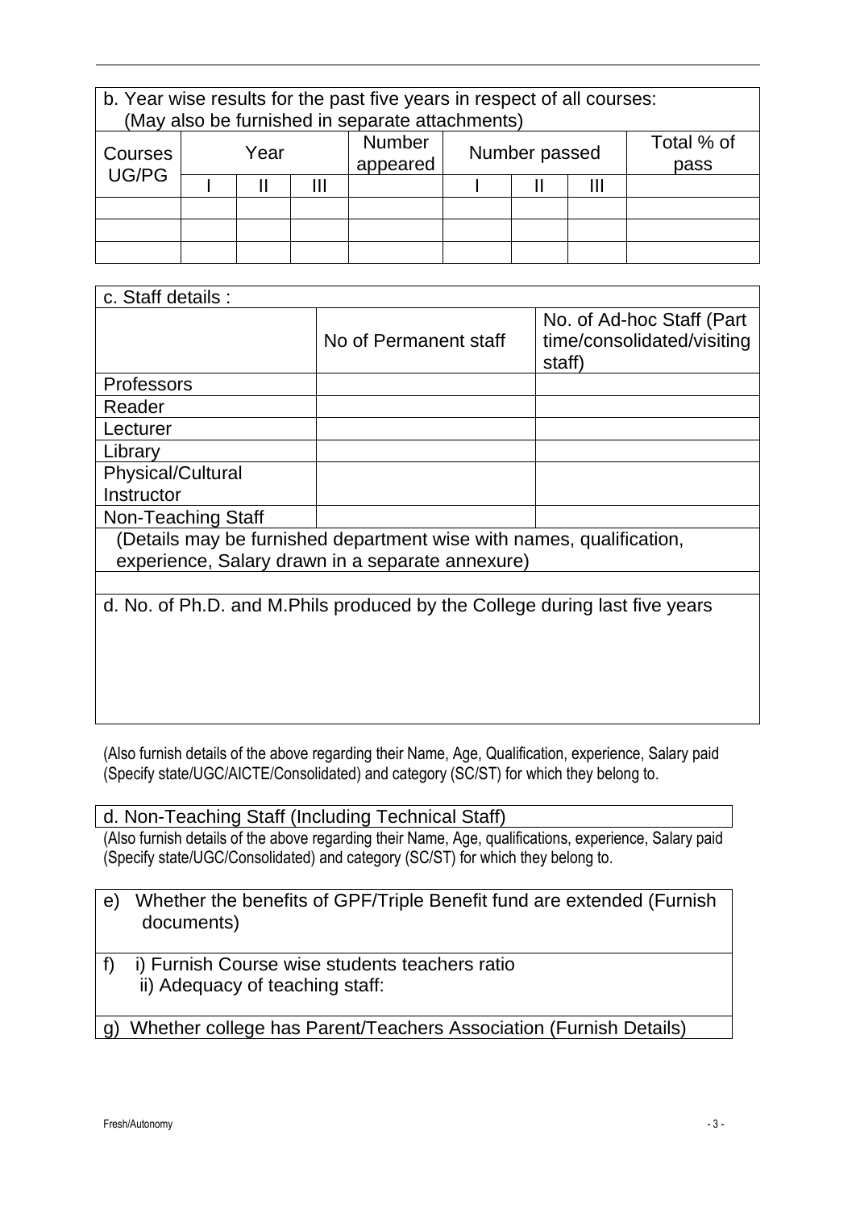b. Year wise results for the past five years in respect of all courses:
(May also be furnished in separate attachments)

| Courses UG/PG | Year | | | Number appeared | Number passed | | | Total % of pass |
|---|---|---|---|---|---|---|---|---|
| | I | II | III | | I | II | III | |
| | | | | | | | | |
| | | | | | | | | |
| | | | | | | | | |

c. Staff details :

| | No of Permanent staff | No. of Ad-hoc Staff (Part time/consolidated/visiting staff) |
|---|---|---|
| Professors | | |
| Reader | | |
| Lecturer | | |
| Library | | |
| Physical/Cultural Instructor | | |
| Non-Teaching Staff | | |

(Details may be furnished department wise with names, qualification, experience, Salary drawn in a separate annexure)

d. No. of Ph.D. and M.Phils produced by the College during last five years

(Also furnish details of the above regarding their Name, Age, Qualification, experience, Salary paid (Specify state/UGC/AICTE/Consolidated) and category (SC/ST) for which they belong to.

d. Non-Teaching Staff (Including Technical Staff)

(Also furnish details of the above regarding their Name, Age, qualifications, experience, Salary paid (Specify state/UGC/Consolidated) and category (SC/ST) for which they belong to.

e) Whether the benefits of GPF/Triple Benefit fund are extended (Furnish documents)

f) i) Furnish Course wise students teachers ratio
ii) Adequacy of teaching staff:

g) Whether college has Parent/Teachers Association (Furnish Details)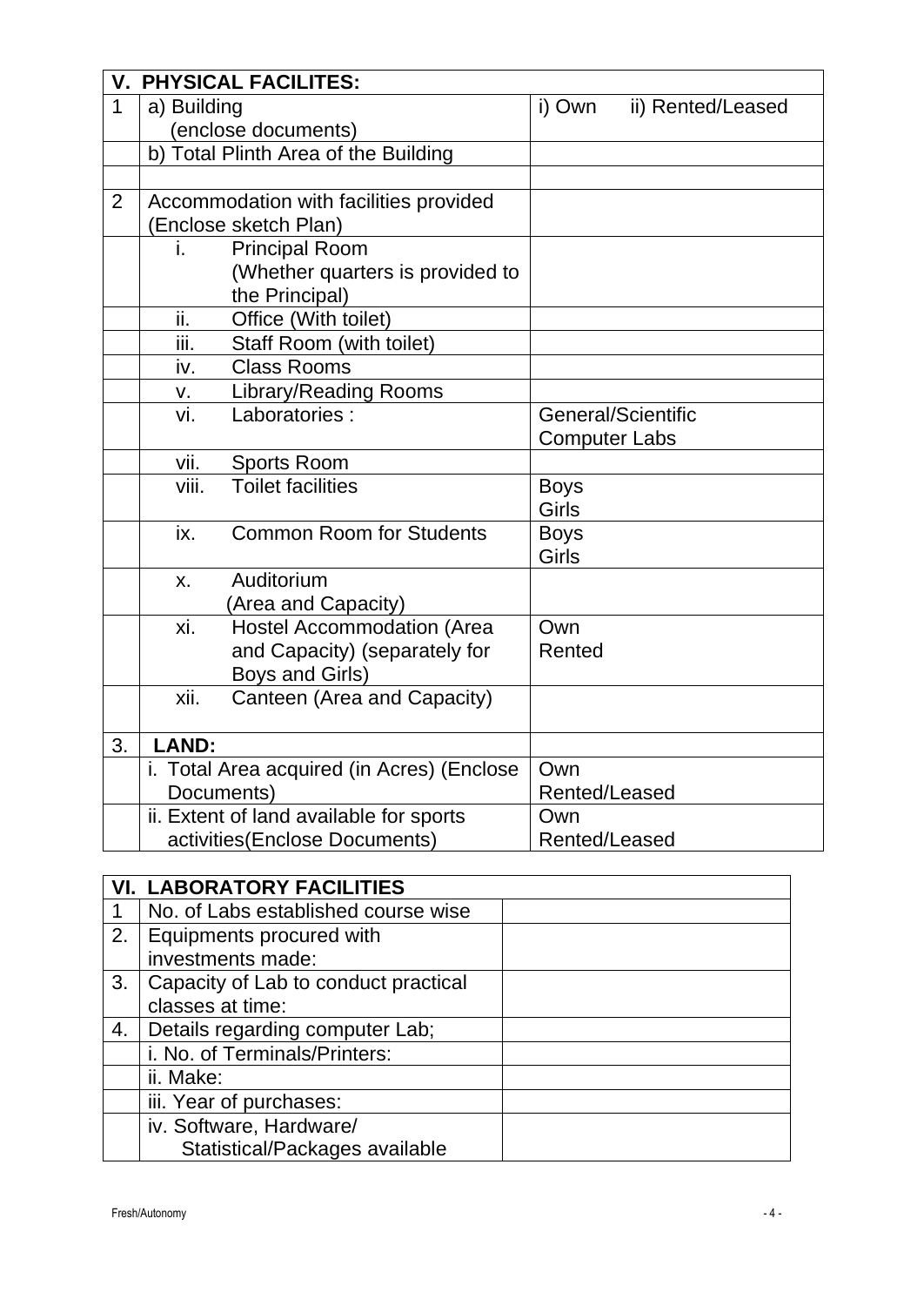| **V. PHYSICAL FACILITES:** | | |
|---|---|---|
| 1 | a) Building (enclose documents) | i) Own ii) Rented/Leased |
| | b) Total Plinth Area of the Building | |
| | | |
| 2 | Accommodation with facilities provided (Enclose sketch Plan) | |
| | i. Principal Room (Whether quarters is provided to the Principal) | |
| | ii. Office (With toilet) | |
| | iii. Staff Room (with toilet) | |
| | iv. Class Rooms | |
| | v. Library/Reading Rooms | |
| | vi. Laboratories : | General/Scientific<br>Computer Labs |
| | vii. Sports Room | |
| | viii. Toilet facilities | Boys<br>Girls |
| | ix. Common Room for Students | Boys<br>Girls |
| | x. Auditorium (Area and Capacity) | |
| | xi. Hostel Accommodation (Area and Capacity) (separately for Boys and Girls) | Own<br>Rented |
| | xii. Canteen (Area and Capacity) | |
| 3. | **LAND:** | |
| | i. Total Area acquired (in Acres) (Enclose Documents) | Own<br>Rented/Leased |
| | ii. Extent of land available for sports activities(Enclose Documents) | Own<br>Rented/Leased |

| **VI. LABORATORY FACILITIES** | | |
|---|---|---|
| 1 | No. of Labs established course wise | |
| 2. | Equipments procured with investments made: | |
| 3. | Capacity of Lab to conduct practical classes at time: | |
| 4. | Details regarding computer Lab; | |
| | i. No. of Terminals/Printers: | |
| | ii. Make: | |
| | iii. Year of purchases: | |
| | iv. Software, Hardware/ Statistical/Packages available | |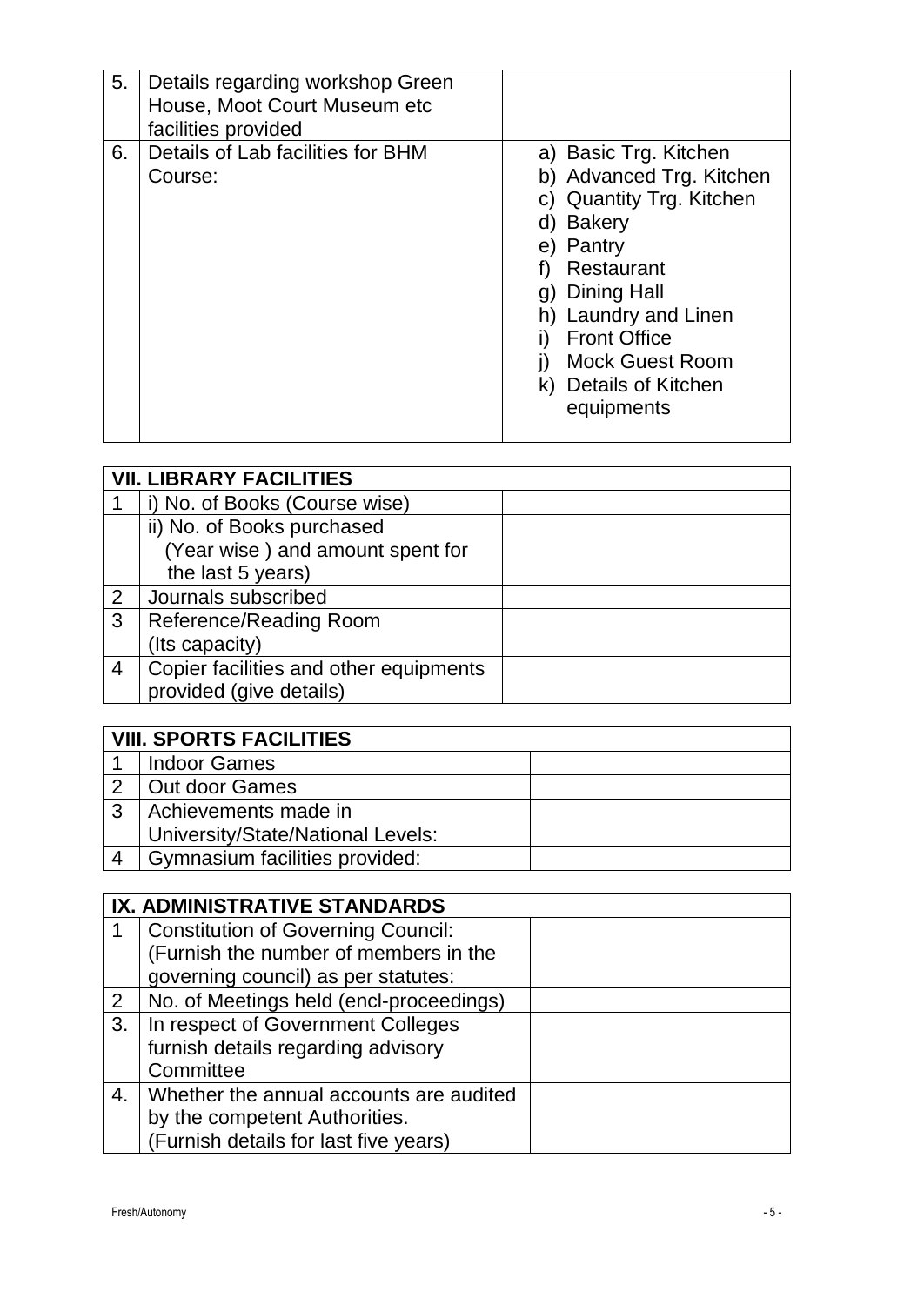| | | |
|---|---|---|
| 5. | Details regarding workshop Green House, Moot Court Museum etc facilities provided | |
| 6. | Details of Lab facilities for BHM Course: | a) Basic Trg. Kitchen<br>b) Advanced Trg. Kitchen<br>c) Quantity Trg. Kitchen<br>d) Bakery<br>e) Pantry<br>f) Restaurant<br>g) Dining Hall<br>h) Laundry and Linen<br>i) Front Office<br>j) Mock Guest Room<br>k) Details of Kitchen equipments |

| **VII. LIBRARY FACILITIES** | | |
|---|---|---|
| 1 | i) No. of Books (Course wise) | |
| | ii) No. of Books purchased (Year wise ) and amount spent for the last 5 years) | |
| 2 | Journals subscribed | |
| 3 | Reference/Reading Room (Its capacity) | |
| 4 | Copier facilities and other equipments provided (give details) | |

| **VIII. SPORTS FACILITIES** | | |
|---|---|---|
| 1 | Indoor Games | |
| 2 | Out door Games | |
| 3 | Achievements made in University/State/National Levels: | |
| 4 | Gymnasium facilities provided: | |

| **IX. ADMINISTRATIVE STANDARDS** | | |
|---|---|---|
| 1 | Constitution of Governing Council: (Furnish the number of members in the governing council) as per statutes: | |
| 2 | No. of Meetings held (encl-proceedings) | |
| 3. | In respect of Government Colleges furnish details regarding advisory Committee | |
| 4. | Whether the annual accounts are audited by the competent Authorities. (Furnish details for last five years) | |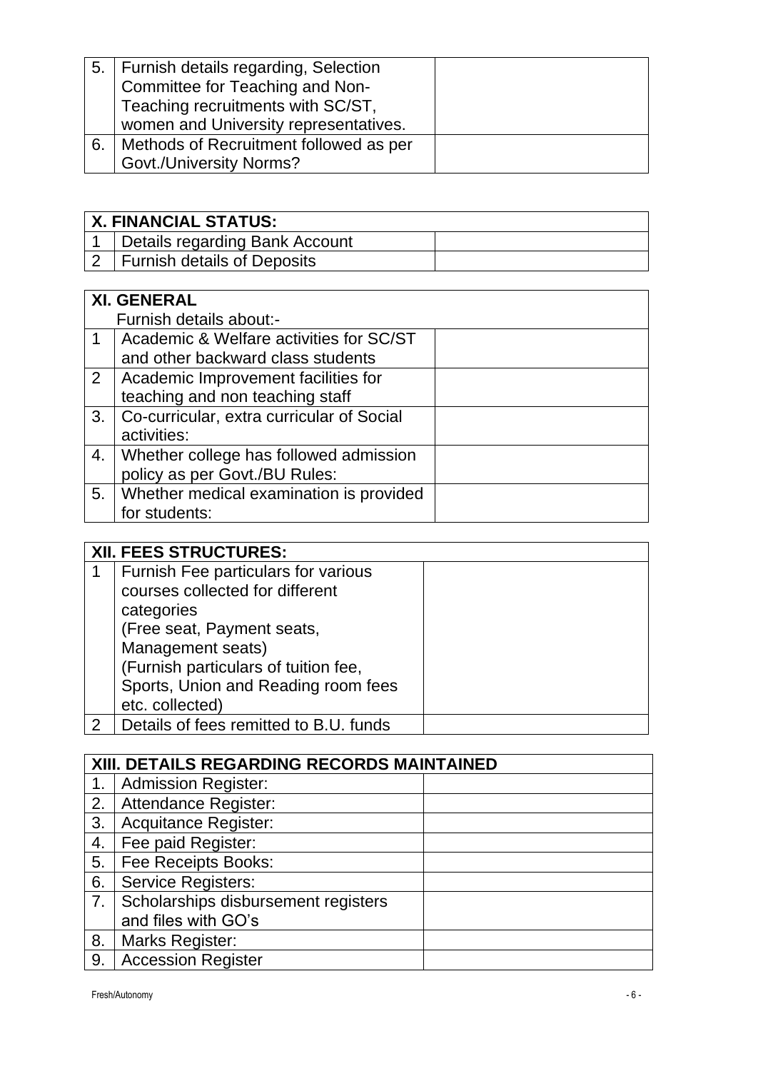| | | |
|---|---|---|
| 5. | Furnish details regarding, Selection Committee for Teaching and Non-Teaching recruitments with SC/ST, women and University representatives. | |
| 6. | Methods of Recruitment followed as per Govt./University Norms? | |

| **X. FINANCIAL STATUS:** | | |
|---|---|---|
| 1 | Details regarding Bank Account | |
| 2 | Furnish details of Deposits | |

| **XI. GENERAL** Furnish details about:- | | |
|---|---|---|
| 1 | Academic & Welfare activities for SC/ST and other backward class students | |
| 2 | Academic Improvement facilities for teaching and non teaching staff | |
| 3. | Co-curricular, extra curricular of Social activities: | |
| 4. | Whether college has followed admission policy as per Govt./BU Rules: | |
| 5. | Whether medical examination is provided for students: | |

| **XII. FEES STRUCTURES:** | | |
|---|---|---|
| 1 | Furnish Fee particulars for various courses collected for different categories (Free seat, Payment seats, Management seats) (Furnish particulars of tuition fee, Sports, Union and Reading room fees etc. collected) | |
| 2 | Details of fees remitted to B.U. funds | |

| **XIII. DETAILS REGARDING RECORDS MAINTAINED** | | |
|---|---|---|
| 1. | Admission Register: | |
| 2. | Attendance Register: | |
| 3. | Acquitance Register: | |
| 4. | Fee paid Register: | |
| 5. | Fee Receipts Books: | |
| 6. | Service Registers: | |
| 7. | Scholarships disbursement registers and files with GO's | |
| 8. | Marks Register: | |
| 9. | Accession Register | |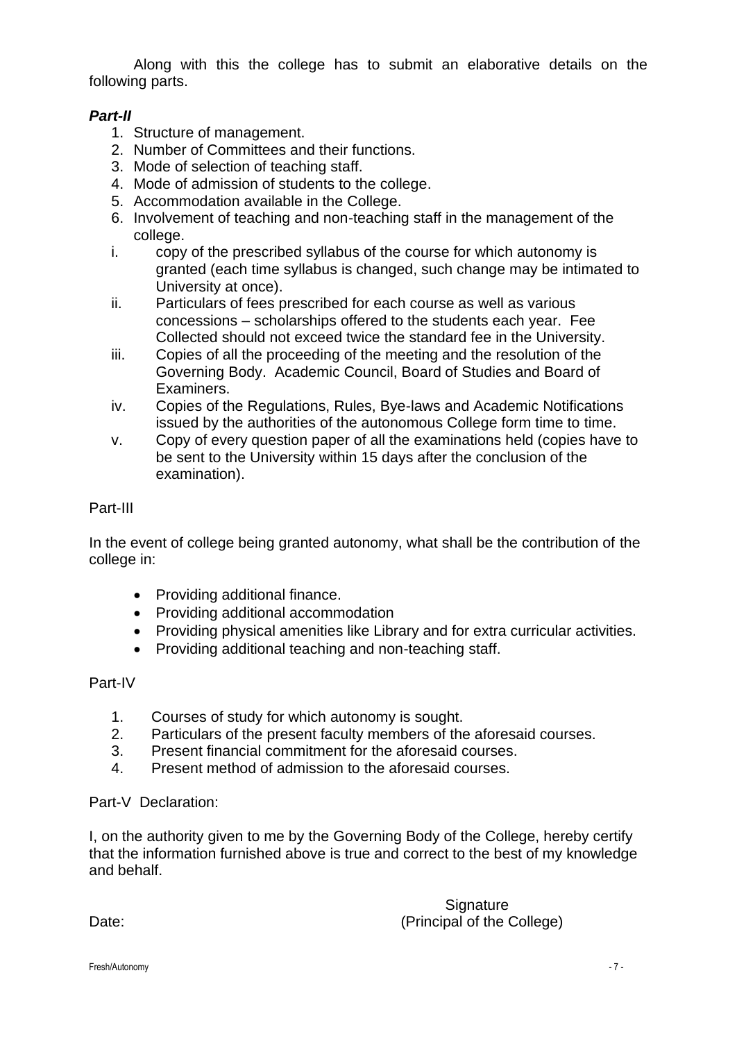Along with this the college has to submit an elaborative details on the following parts.

***Part-II***

1. Structure of management.
2. Number of Committees and their functions.
3. Mode of selection of teaching staff.
4. Mode of admission of students to the college.
5. Accommodation available in the College.
6. Involvement of teaching and non-teaching staff in the management of the college.

i. copy of the prescribed syllabus of the course for which autonomy is granted (each time syllabus is changed, such change may be intimated to University at once).

ii. Particulars of fees prescribed for each course as well as various concessions – scholarships offered to the students each year. Fee Collected should not exceed twice the standard fee in the University.

iii. Copies of all the proceeding of the meeting and the resolution of the Governing Body. Academic Council, Board of Studies and Board of Examiners.

iv. Copies of the Regulations, Rules, Bye-laws and Academic Notifications issued by the authorities of the autonomous College form time to time.

v. Copy of every question paper of all the examinations held (copies have to be sent to the University within 15 days after the conclusion of the examination).

Part-III

In the event of college being granted autonomy, what shall be the contribution of the college in:

- Providing additional finance.
- Providing additional accommodation
- Providing physical amenities like Library and for extra curricular activities.
- Providing additional teaching and non-teaching staff.

Part-IV

1. Courses of study for which autonomy is sought.
2. Particulars of the present faculty members of the aforesaid courses.
3. Present financial commitment for the aforesaid courses.
4. Present method of admission to the aforesaid courses.

Part-V Declaration:

I, on the authority given to me by the Governing Body of the College, hereby certify that the information furnished above is true and correct to the best of my knowledge and behalf.

Signature
(Principal of the College)

Date: